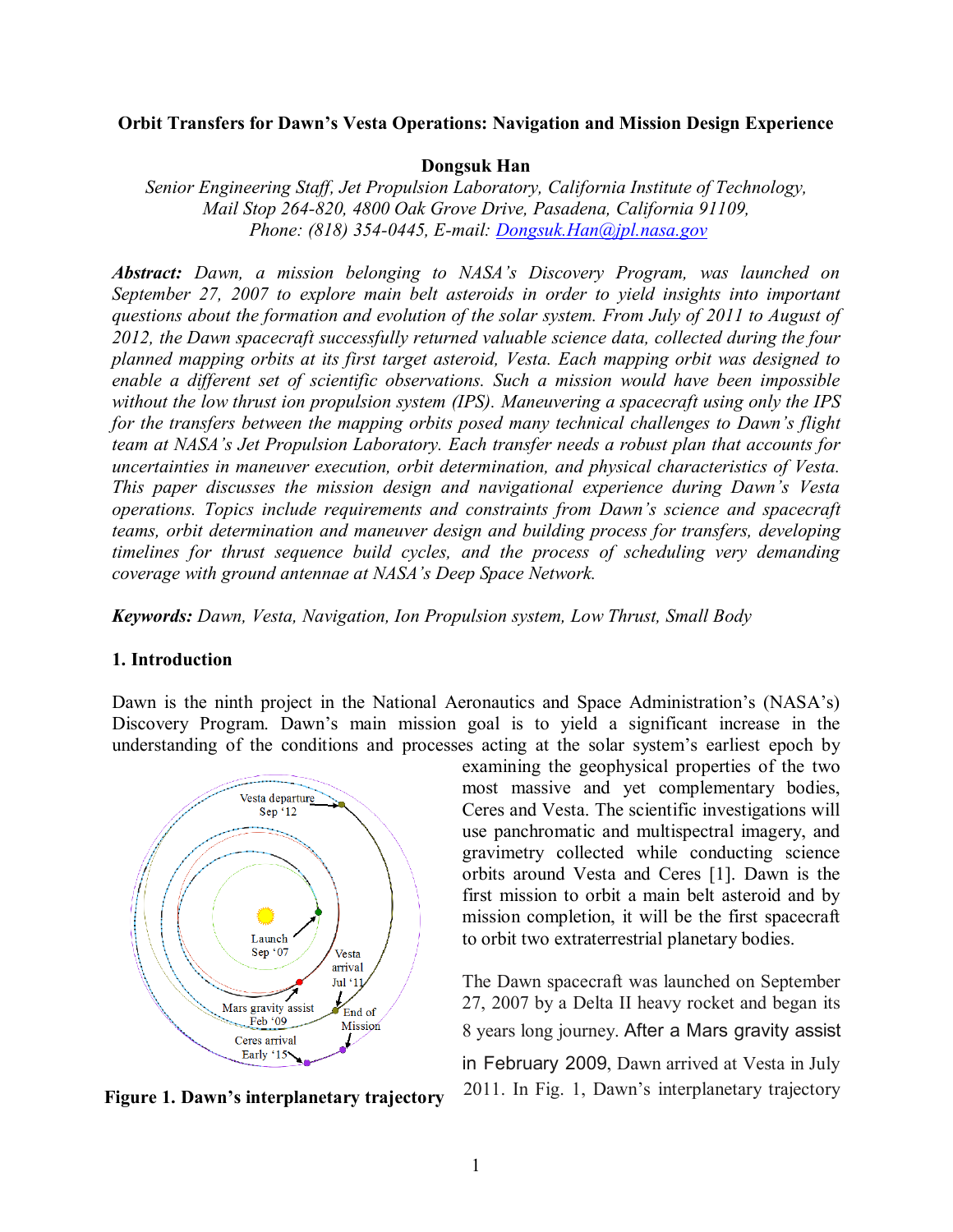**Orbit Transfers for Dawn's Vesta Operations: Navigation and Mission Design Experience**

**Dongsuk Han**

*Senior Engineering Staff, Jet Propulsion Laboratory, California Institute of Technology, Mail Stop 264-820, 4800 Oak Grove Drive, Pasadena, California 91109, Phone: (818) 354-0445, E-mail: Dongsuk.Han@jpl.nasa.gov*

***Abstract:*** *Dawn, a mission belonging to NASA's Discovery Program, was launched on September 27, 2007 to explore main belt asteroids in order to yield insights into important questions about the formation and evolution of the solar system. From July of 2011 to August of 2012, the Dawn spacecraft successfully returned valuable science data, collected during the four planned mapping orbits at its first target asteroid, Vesta. Each mapping orbit was designed to enable a different set of scientific observations. Such a mission would have been impossible without the low thrust ion propulsion system (IPS). Maneuvering a spacecraft using only the IPS for the transfers between the mapping orbits posed many technical challenges to Dawn's flight team at NASA's Jet Propulsion Laboratory. Each transfer needs a robust plan that accounts for uncertainties in maneuver execution, orbit determination, and physical characteristics of Vesta. This paper discusses the mission design and navigational experience during Dawn's Vesta operations. Topics include requirements and constraints from Dawn's science and spacecraft teams, orbit determination and maneuver design and building process for transfers, developing timelines for thrust sequence build cycles, and the process of scheduling very demanding coverage with ground antennae at NASA's Deep Space Network.*

***Keywords:*** *Dawn, Vesta, Navigation, Ion Propulsion system, Low Thrust, Small Body*

## 1. Introduction

Dawn is the ninth project in the National Aeronautics and Space Administration's (NASA's) Discovery Program. Dawn's main mission goal is to yield a significant increase in the understanding of the conditions and processes acting at the solar system's earliest epoch by examining the geophysical properties of the two most massive and yet complementary bodies, Ceres and Vesta. The scientific investigations will use panchromatic and multispectral imagery, and gravimetry collected while conducting science orbits around Vesta and Ceres [1]. Dawn is the first mission to orbit a main belt asteroid and by mission completion, it will be the first spacecraft to orbit two extraterrestrial planetary bodies.

Vesta departure
Sep '12
Launch
Sep '07
Vesta
arrival
Jul '11
Mars gravity assist
Feb '09
End of
Mission
Ceres arrival
Early '15

**Figure 1. Dawn's interplanetary trajectory**

The Dawn spacecraft was launched on September 27, 2007 by a Delta II heavy rocket and began its 8 years long journey. After a Mars gravity assist in February 2009, Dawn arrived at Vesta in July 2011. In Fig. 1, Dawn's interplanetary trajectory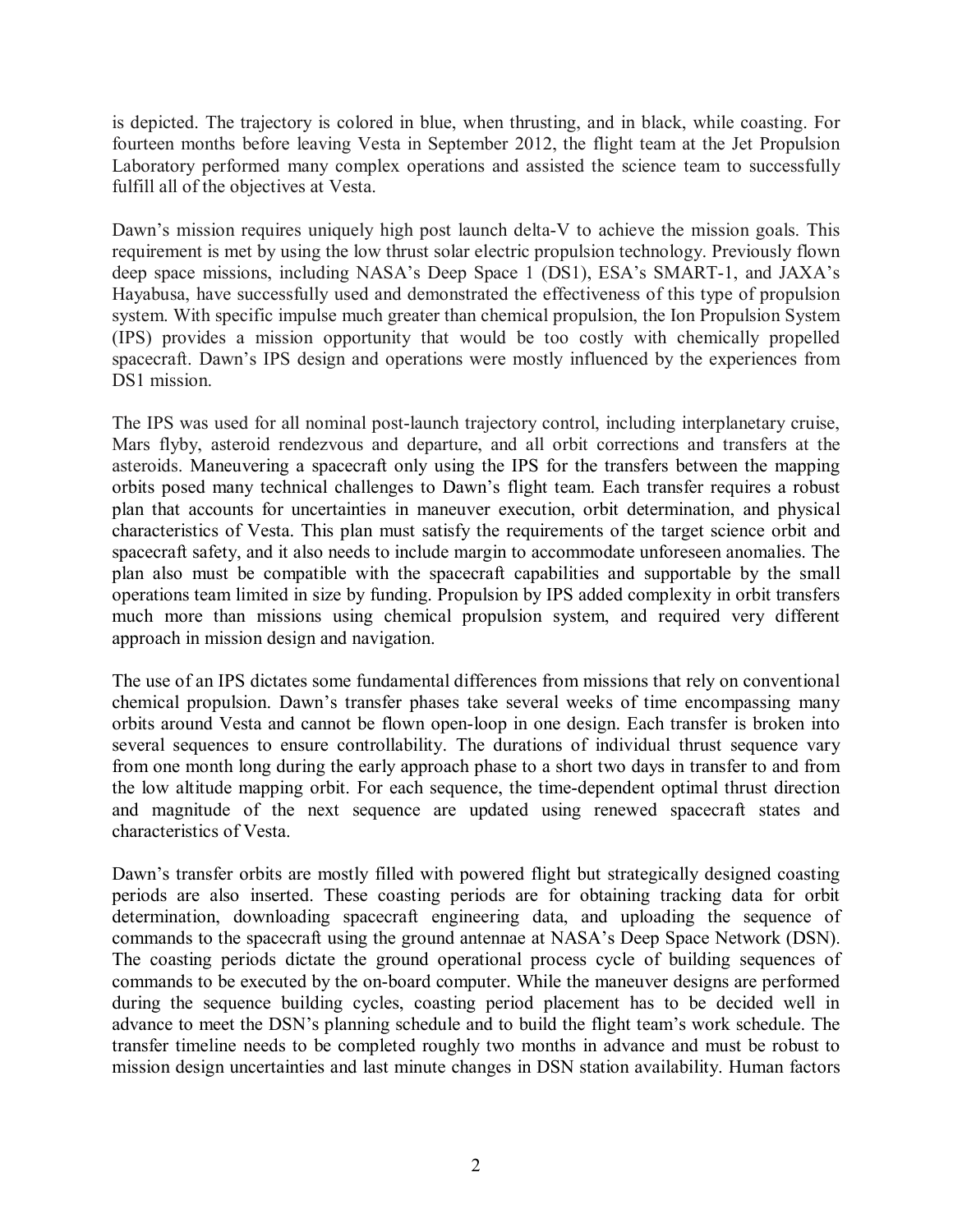is depicted. The trajectory is colored in blue, when thrusting, and in black, while coasting. For fourteen months before leaving Vesta in September 2012, the flight team at the Jet Propulsion Laboratory performed many complex operations and assisted the science team to successfully fulfill all of the objectives at Vesta.

Dawn's mission requires uniquely high post launch delta-V to achieve the mission goals. This requirement is met by using the low thrust solar electric propulsion technology. Previously flown deep space missions, including NASA's Deep Space 1 (DS1), ESA's SMART-1, and JAXA's Hayabusa, have successfully used and demonstrated the effectiveness of this type of propulsion system. With specific impulse much greater than chemical propulsion, the Ion Propulsion System (IPS) provides a mission opportunity that would be too costly with chemically propelled spacecraft. Dawn's IPS design and operations were mostly influenced by the experiences from DS1 mission.

The IPS was used for all nominal post-launch trajectory control, including interplanetary cruise, Mars flyby, asteroid rendezvous and departure, and all orbit corrections and transfers at the asteroids. Maneuvering a spacecraft only using the IPS for the transfers between the mapping orbits posed many technical challenges to Dawn's flight team. Each transfer requires a robust plan that accounts for uncertainties in maneuver execution, orbit determination, and physical characteristics of Vesta. This plan must satisfy the requirements of the target science orbit and spacecraft safety, and it also needs to include margin to accommodate unforeseen anomalies. The plan also must be compatible with the spacecraft capabilities and supportable by the small operations team limited in size by funding. Propulsion by IPS added complexity in orbit transfers much more than missions using chemical propulsion system, and required very different approach in mission design and navigation.

The use of an IPS dictates some fundamental differences from missions that rely on conventional chemical propulsion. Dawn's transfer phases take several weeks of time encompassing many orbits around Vesta and cannot be flown open-loop in one design. Each transfer is broken into several sequences to ensure controllability. The durations of individual thrust sequence vary from one month long during the early approach phase to a short two days in transfer to and from the low altitude mapping orbit. For each sequence, the time-dependent optimal thrust direction and magnitude of the next sequence are updated using renewed spacecraft states and characteristics of Vesta.

Dawn's transfer orbits are mostly filled with powered flight but strategically designed coasting periods are also inserted. These coasting periods are for obtaining tracking data for orbit determination, downloading spacecraft engineering data, and uploading the sequence of commands to the spacecraft using the ground antennae at NASA's Deep Space Network (DSN). The coasting periods dictate the ground operational process cycle of building sequences of commands to be executed by the on-board computer. While the maneuver designs are performed during the sequence building cycles, coasting period placement has to be decided well in advance to meet the DSN's planning schedule and to build the flight team's work schedule. The transfer timeline needs to be completed roughly two months in advance and must be robust to mission design uncertainties and last minute changes in DSN station availability. Human factors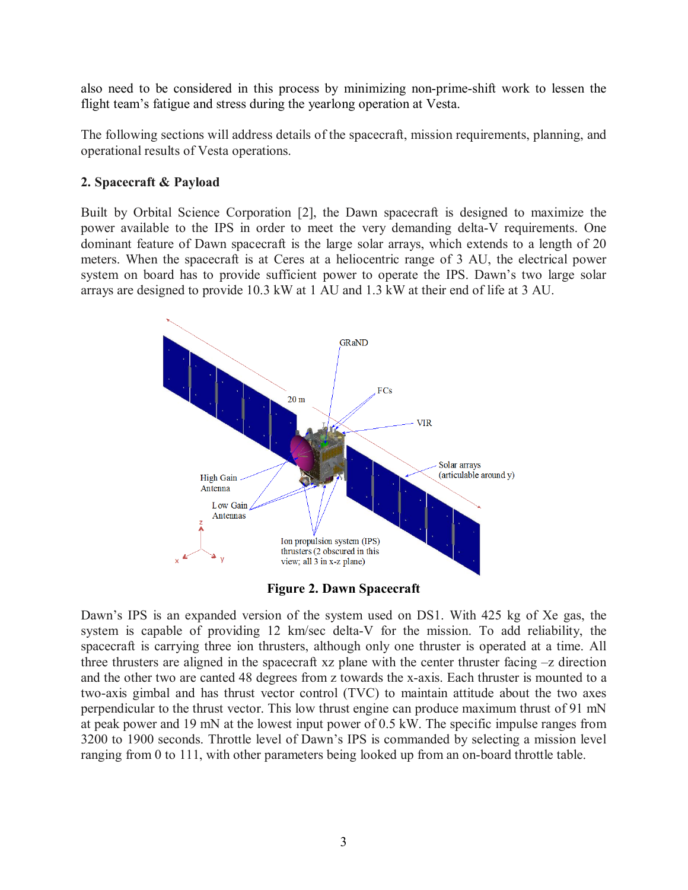also need to be considered in this process by minimizing non-prime-shift work to lessen the flight team's fatigue and stress during the yearlong operation at Vesta.

The following sections will address details of the spacecraft, mission requirements, planning, and operational results of Vesta operations.

## 2. Spacecraft & Payload

Built by Orbital Science Corporation [2], the Dawn spacecraft is designed to maximize the power available to the IPS in order to meet the very demanding delta-V requirements. One dominant feature of Dawn spacecraft is the large solar arrays, which extends to a length of 20 meters. When the spacecraft is at Ceres at a heliocentric range of 3 AU, the electrical power system on board has to provide sufficient power to operate the IPS. Dawn's two large solar arrays are designed to provide 10.3 kW at 1 AU and 1.3 kW at their end of life at 3 AU.

GRaND

FCs

20 m

VIR

Solar arrays
(articulable around y)

High Gain
Antenna

Low Gain
Antennas

Ion propulsion system (IPS)
thrusters (2 obscured in this
view; all 3 in x-z plane)

z

x

y

**Figure 2. Dawn Spacecraft**

Dawn's IPS is an expanded version of the system used on DS1. With 425 kg of Xe gas, the system is capable of providing 12 km/sec delta-V for the mission. To add reliability, the spacecraft is carrying three ion thrusters, although only one thruster is operated at a time. All three thrusters are aligned in the spacecraft xz plane with the center thruster facing –z direction and the other two are canted 48 degrees from z towards the x-axis. Each thruster is mounted to a two-axis gimbal and has thrust vector control (TVC) to maintain attitude about the two axes perpendicular to the thrust vector. This low thrust engine can produce maximum thrust of 91 mN at peak power and 19 mN at the lowest input power of 0.5 kW. The specific impulse ranges from 3200 to 1900 seconds. Throttle level of Dawn's IPS is commanded by selecting a mission level ranging from 0 to 111, with other parameters being looked up from an on-board throttle table.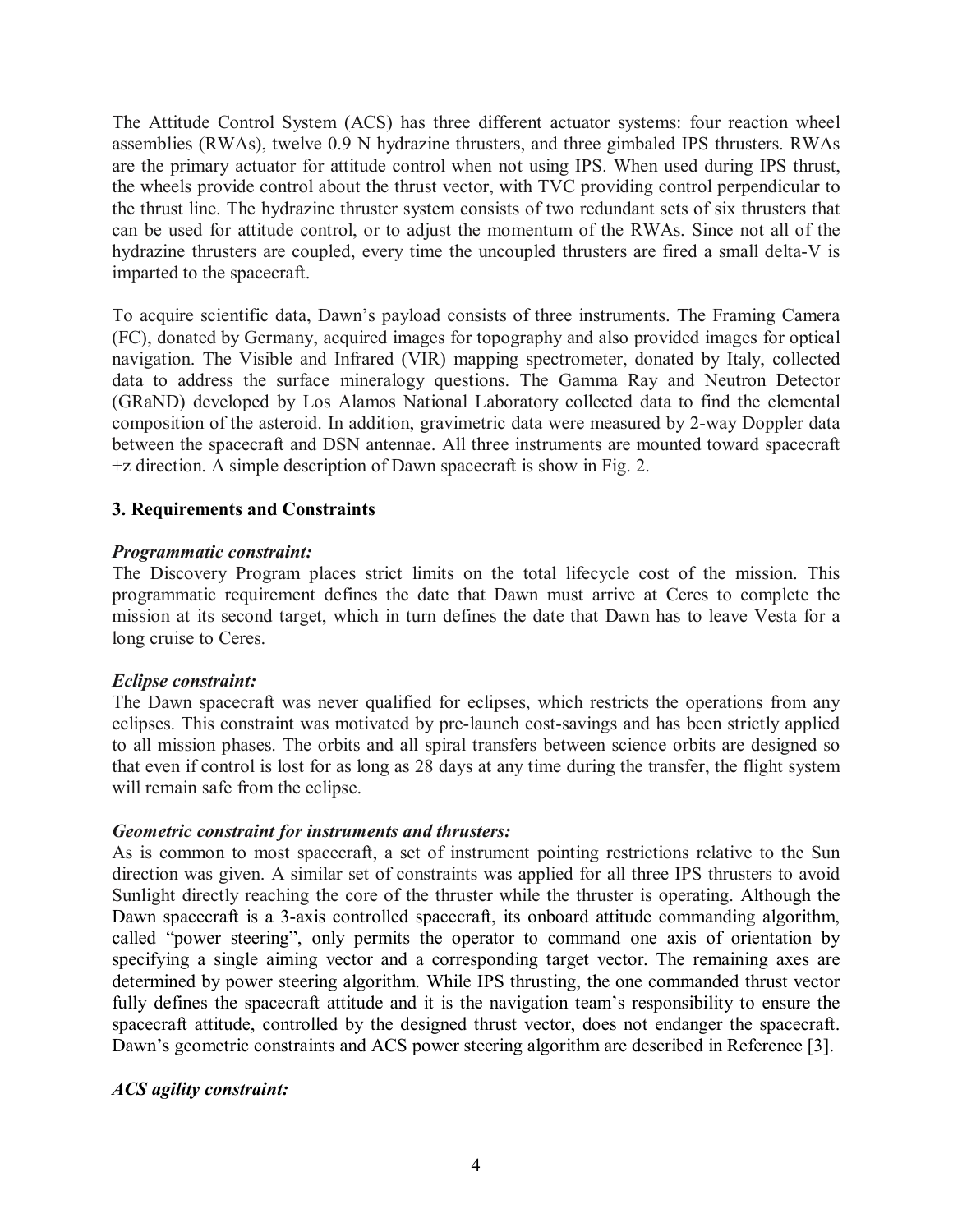The Attitude Control System (ACS) has three different actuator systems: four reaction wheel assemblies (RWAs), twelve 0.9 N hydrazine thrusters, and three gimbaled IPS thrusters. RWAs are the primary actuator for attitude control when not using IPS. When used during IPS thrust, the wheels provide control about the thrust vector, with TVC providing control perpendicular to the thrust line. The hydrazine thruster system consists of two redundant sets of six thrusters that can be used for attitude control, or to adjust the momentum of the RWAs. Since not all of the hydrazine thrusters are coupled, every time the uncoupled thrusters are fired a small delta-V is imparted to the spacecraft.

To acquire scientific data, Dawn's payload consists of three instruments. The Framing Camera (FC), donated by Germany, acquired images for topography and also provided images for optical navigation. The Visible and Infrared (VIR) mapping spectrometer, donated by Italy, collected data to address the surface mineralogy questions. The Gamma Ray and Neutron Detector (GRaND) developed by Los Alamos National Laboratory collected data to find the elemental composition of the asteroid. In addition, gravimetric data were measured by 2-way Doppler data between the spacecraft and DSN antennae. All three instruments are mounted toward spacecraft +z direction. A simple description of Dawn spacecraft is show in Fig. 2.

### 3. Requirements and Constraints

***Programmatic constraint:***
The Discovery Program places strict limits on the total lifecycle cost of the mission. This programmatic requirement defines the date that Dawn must arrive at Ceres to complete the mission at its second target, which in turn defines the date that Dawn has to leave Vesta for a long cruise to Ceres.

***Eclipse constraint:***
The Dawn spacecraft was never qualified for eclipses, which restricts the operations from any eclipses. This constraint was motivated by pre-launch cost-savings and has been strictly applied to all mission phases. The orbits and all spiral transfers between science orbits are designed so that even if control is lost for as long as 28 days at any time during the transfer, the flight system will remain safe from the eclipse.

***Geometric constraint for instruments and thrusters:***
As is common to most spacecraft, a set of instrument pointing restrictions relative to the Sun direction was given. A similar set of constraints was applied for all three IPS thrusters to avoid Sunlight directly reaching the core of the thruster while the thruster is operating. Although the Dawn spacecraft is a 3-axis controlled spacecraft, its onboard attitude commanding algorithm, called "power steering", only permits the operator to command one axis of orientation by specifying a single aiming vector and a corresponding target vector. The remaining axes are determined by power steering algorithm. While IPS thrusting, the one commanded thrust vector fully defines the spacecraft attitude and it is the navigation team's responsibility to ensure the spacecraft attitude, controlled by the designed thrust vector, does not endanger the spacecraft. Dawn's geometric constraints and ACS power steering algorithm are described in Reference [3].

***ACS agility constraint:***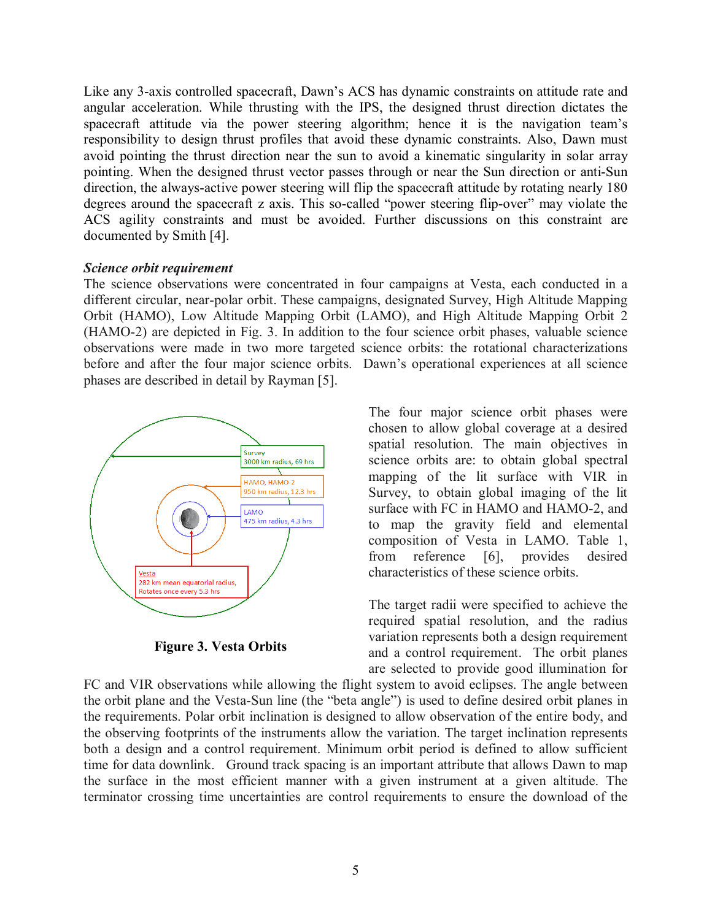Like any 3-axis controlled spacecraft, Dawn's ACS has dynamic constraints on attitude rate and angular acceleration. While thrusting with the IPS, the designed thrust direction dictates the spacecraft attitude via the power steering algorithm; hence it is the navigation team's responsibility to design thrust profiles that avoid these dynamic constraints. Also, Dawn must avoid pointing the thrust direction near the sun to avoid a kinematic singularity in solar array pointing. When the designed thrust vector passes through or near the Sun direction or anti-Sun direction, the always-active power steering will flip the spacecraft attitude by rotating nearly 180 degrees around the spacecraft z axis. This so-called "power steering flip-over" may violate the ACS agility constraints and must be avoided. Further discussions on this constraint are documented by Smith [4].

***Science orbit requirement***

The science observations were concentrated in four campaigns at Vesta, each conducted in a different circular, near-polar orbit. These campaigns, designated Survey, High Altitude Mapping Orbit (HAMO), Low Altitude Mapping Orbit (LAMO), and High Altitude Mapping Orbit 2 (HAMO-2) are depicted in Fig. 3. In addition to the four science orbit phases, valuable science observations were made in two more targeted science orbits: the rotational characterizations before and after the four major science orbits. Dawn's operational experiences at all science phases are described in detail by Rayman [5].

Survey
3000 km radius, 69 hrs

HAMO, HAMO-2
950 km radius, 12.3 hrs

LAMO
475 km radius, 4.3 hrs

Vesta
282 km mean equatorial radius,
Rotates once every 5.3 hrs

**Figure 3. Vesta Orbits**

The four major science orbit phases were chosen to allow global coverage at a desired spatial resolution. The main objectives in science orbits are: to obtain global spectral mapping of the lit surface with VIR in Survey, to obtain global imaging of the lit surface with FC in HAMO and HAMO-2, and to map the gravity field and elemental composition of Vesta in LAMO. Table 1, from reference [6], provides desired characteristics of these science orbits.

The target radii were specified to achieve the required spatial resolution, and the radius variation represents both a design requirement and a control requirement. The orbit planes are selected to provide good illumination for FC and VIR observations while allowing the flight system to avoid eclipses. The angle between the orbit plane and the Vesta-Sun line (the "beta angle") is used to define desired orbit planes in the requirements. Polar orbit inclination is designed to allow observation of the entire body, and the observing footprints of the instruments allow the variation. The target inclination represents both a design and a control requirement. Minimum orbit period is defined to allow sufficient time for data downlink. Ground track spacing is an important attribute that allows Dawn to map the surface in the most efficient manner with a given instrument at a given altitude. The terminator crossing time uncertainties are control requirements to ensure the download of the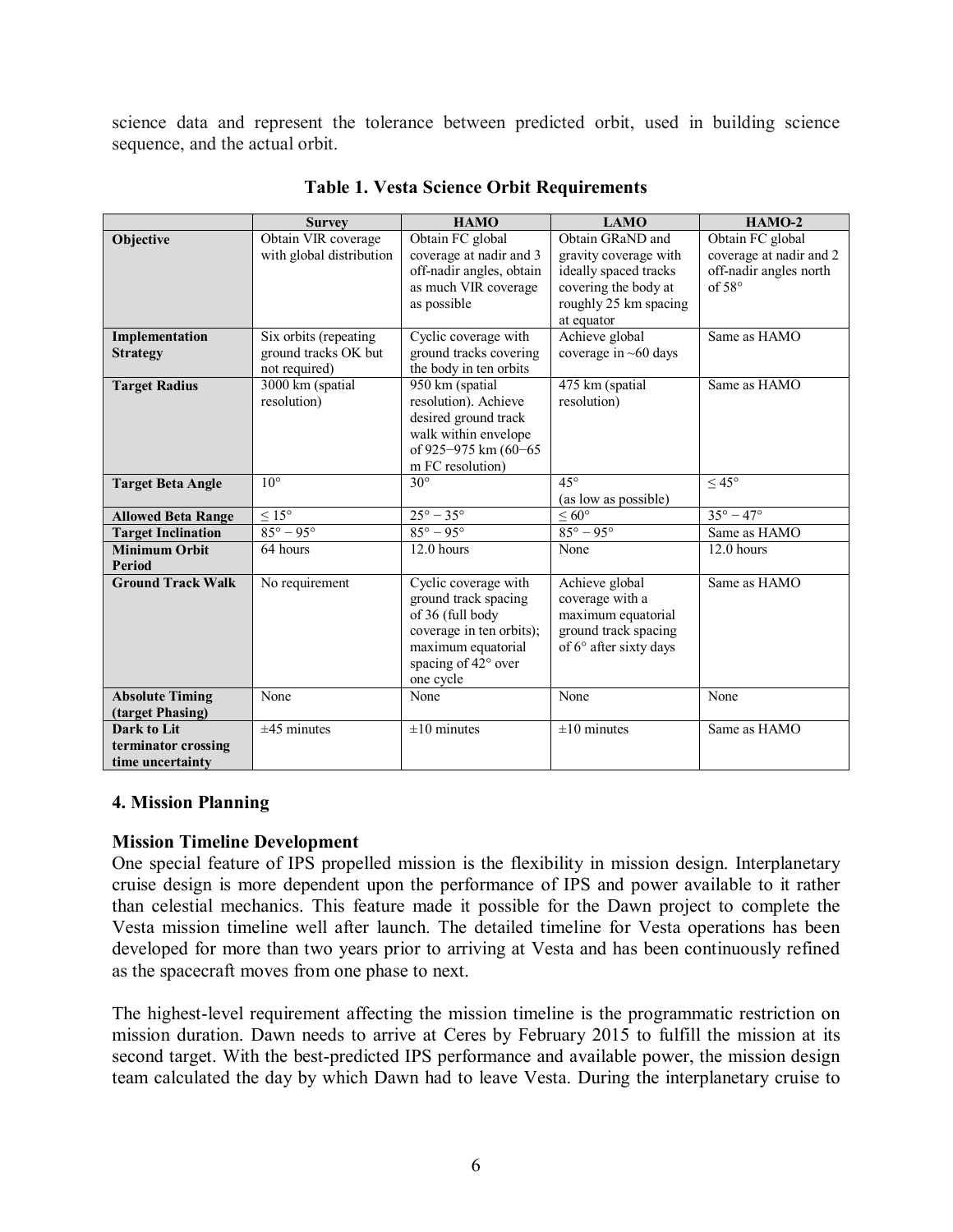science data and represent the tolerance between predicted orbit, used in building science sequence, and the actual orbit.

**Table 1. Vesta Science Orbit Requirements**

| | Survey | HAMO | LAMO | HAMO-2 |
|---|---|---|---|---|
| **Objective** | Obtain VIR coverage with global distribution | Obtain FC global coverage at nadir and 3 off-nadir angles, obtain as much VIR coverage as possible | Obtain GRaND and gravity coverage with ideally spaced tracks covering the body at roughly 25 km spacing at equator | Obtain FC global coverage at nadir and 2 off-nadir angles north of 58° |
| **Implementation Strategy** | Six orbits (repeating ground tracks OK but not required) | Cyclic coverage with ground tracks covering the body in ten orbits | Achieve global coverage in ~60 days | Same as HAMO |
| **Target Radius** | 3000 km (spatial resolution) | 950 km (spatial resolution). Achieve desired ground track walk within envelope of 925−975 km (60−65 m FC resolution) | 475 km (spatial resolution) | Same as HAMO |
| **Target Beta Angle** | 10° | 30° | 45° (as low as possible) | ≤ 45° |
| **Allowed Beta Range** | ≤ 15° | 25° − 35° | ≤ 60° | 35° − 47° |
| **Target Inclination** | 85° − 95° | 85° − 95° | 85° − 95° | Same as HAMO |
| **Minimum Orbit Period** | 64 hours | 12.0 hours | None | 12.0 hours |
| **Ground Track Walk** | No requirement | Cyclic coverage with ground track spacing of 36 (full body coverage in ten orbits); maximum equatorial spacing of 42° over one cycle | Achieve global coverage with a maximum equatorial ground track spacing of 6° after sixty days | Same as HAMO |
| **Absolute Timing (target Phasing)** | None | None | None | None |
| **Dark to Lit terminator crossing time uncertainty** | ±45 minutes | ±10 minutes | ±10 minutes | Same as HAMO |

## 4. Mission Planning

### Mission Timeline Development

One special feature of IPS propelled mission is the flexibility in mission design. Interplanetary cruise design is more dependent upon the performance of IPS and power available to it rather than celestial mechanics. This feature made it possible for the Dawn project to complete the Vesta mission timeline well after launch. The detailed timeline for Vesta operations has been developed for more than two years prior to arriving at Vesta and has been continuously refined as the spacecraft moves from one phase to next.

The highest-level requirement affecting the mission timeline is the programmatic restriction on mission duration. Dawn needs to arrive at Ceres by February 2015 to fulfill the mission at its second target. With the best-predicted IPS performance and available power, the mission design team calculated the day by which Dawn had to leave Vesta. During the interplanetary cruise to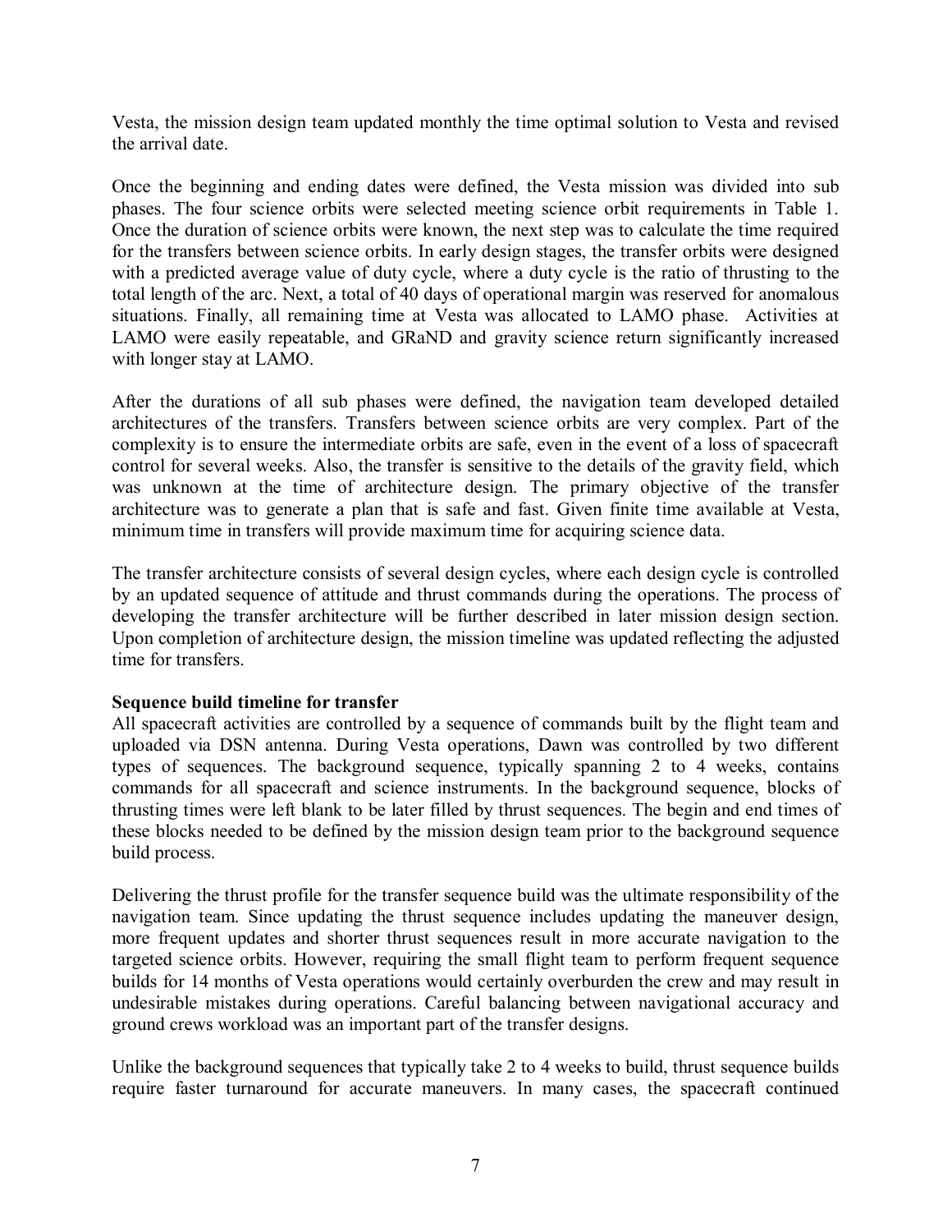Vesta, the mission design team updated monthly the time optimal solution to Vesta and revised the arrival date.

Once the beginning and ending dates were defined, the Vesta mission was divided into sub phases. The four science orbits were selected meeting science orbit requirements in Table 1. Once the duration of science orbits were known, the next step was to calculate the time required for the transfers between science orbits. In early design stages, the transfer orbits were designed with a predicted average value of duty cycle, where a duty cycle is the ratio of thrusting to the total length of the arc. Next, a total of 40 days of operational margin was reserved for anomalous situations. Finally, all remaining time at Vesta was allocated to LAMO phase. Activities at LAMO were easily repeatable, and GRaND and gravity science return significantly increased with longer stay at LAMO.

After the durations of all sub phases were defined, the navigation team developed detailed architectures of the transfers. Transfers between science orbits are very complex. Part of the complexity is to ensure the intermediate orbits are safe, even in the event of a loss of spacecraft control for several weeks. Also, the transfer is sensitive to the details of the gravity field, which was unknown at the time of architecture design. The primary objective of the transfer architecture was to generate a plan that is safe and fast. Given finite time available at Vesta, minimum time in transfers will provide maximum time for acquiring science data.

The transfer architecture consists of several design cycles, where each design cycle is controlled by an updated sequence of attitude and thrust commands during the operations. The process of developing the transfer architecture will be further described in later mission design section. Upon completion of architecture design, the mission timeline was updated reflecting the adjusted time for transfers.

**Sequence build timeline for transfer**

All spacecraft activities are controlled by a sequence of commands built by the flight team and uploaded via DSN antenna. During Vesta operations, Dawn was controlled by two different types of sequences. The background sequence, typically spanning 2 to 4 weeks, contains commands for all spacecraft and science instruments. In the background sequence, blocks of thrusting times were left blank to be later filled by thrust sequences. The begin and end times of these blocks needed to be defined by the mission design team prior to the background sequence build process.

Delivering the thrust profile for the transfer sequence build was the ultimate responsibility of the navigation team. Since updating the thrust sequence includes updating the maneuver design, more frequent updates and shorter thrust sequences result in more accurate navigation to the targeted science orbits. However, requiring the small flight team to perform frequent sequence builds for 14 months of Vesta operations would certainly overburden the crew and may result in undesirable mistakes during operations. Careful balancing between navigational accuracy and ground crews workload was an important part of the transfer designs.

Unlike the background sequences that typically take 2 to 4 weeks to build, thrust sequence builds require faster turnaround for accurate maneuvers. In many cases, the spacecraft continued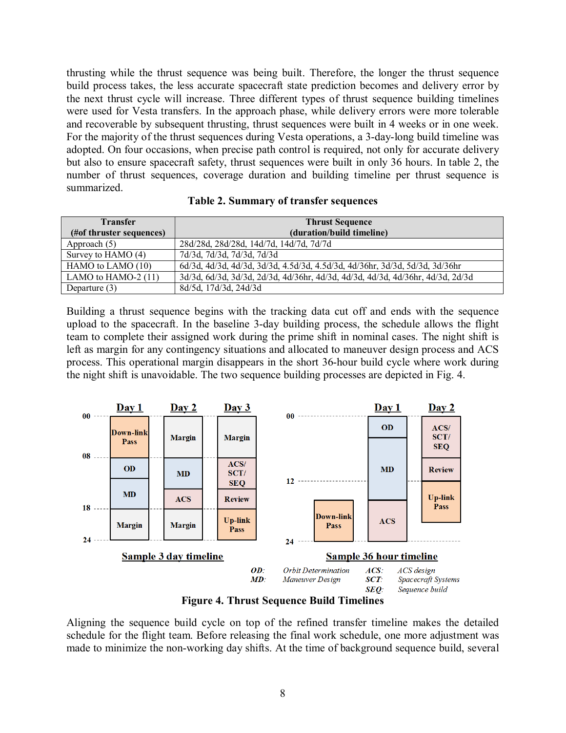thrusting while the thrust sequence was being built. Therefore, the longer the thrust sequence build process takes, the less accurate spacecraft state prediction becomes and delivery error by the next thrust cycle will increase. Three different types of thrust sequence building timelines were used for Vesta transfers. In the approach phase, while delivery errors were more tolerable and recoverable by subsequent thrusting, thrust sequences were built in 4 weeks or in one week. For the majority of the thrust sequences during Vesta operations, a 3-day-long build timeline was adopted. On four occasions, when precise path control is required, not only for accurate delivery but also to ensure spacecraft safety, thrust sequences were built in only 36 hours. In table 2, the number of thrust sequences, coverage duration and building timeline per thrust sequence is summarized.

**Table 2. Summary of transfer sequences**

| Transfer (#of thruster sequences) | Thrust Sequence (duration/build timeline) |
|---|---|
| Approach (5) | 28d/28d, 28d/28d, 14d/7d, 14d/7d, 7d/7d |
| Survey to HAMO (4) | 7d/3d, 7d/3d, 7d/3d, 7d/3d |
| HAMO to LAMO (10) | 6d/3d, 4d/3d, 4d/3d, 3d/3d, 4.5d/3d, 4.5d/3d, 4d/36hr, 3d/3d, 5d/3d, 3d/36hr |
| LAMO to HAMO-2 (11) | 3d/3d, 6d/3d, 3d/3d, 2d/3d, 4d/36hr, 4d/3d, 4d/3d, 4d/3d, 4d/36hr, 4d/3d, 2d/3d |
| Departure (3) | 8d/5d, 17d/3d, 24d/3d |

Building a thrust sequence begins with the tracking data cut off and ends with the sequence upload to the spacecraft. In the baseline 3-day building process, the schedule allows the flight team to complete their assigned work during the prime shift in nominal cases. The night shift is left as margin for any contingency situations and allocated to maneuver design process and ACS process. This operational margin disappears in the short 36-hour build cycle where work during the night shift is unavoidable. The two sequence building processes are depicted in Fig. 4.

**Sample 3 day timeline**

| Hours | Day 1 | Day 2 | Day 3 |
|---|---|---|---|
| 00–08 | Down-link Pass | Margin | Margin |
| 08–18 | OD, MD | MD, ACS | ACS/SCT/SEQ, Review |
| 18–24 | Margin | Margin | Up-link Pass |

**Sample 36 hour timeline**

| Hours | Day 0 | Day 1 | Day 2 |
|---|---|---|---|
| 00–12 | | OD, MD | ACS/SCT/SEQ, Review |
| 12–24 | Down-link Pass | ACS | Up-link Pass |

*OD*: *Orbit Determination*; *MD*: *Maneuver Design*; *ACS*: *ACS design*; *SCT*: *Spacecraft Systems*; *SEQ*: *Sequence build*

**Figure 4. Thrust Sequence Build Timelines**

Aligning the sequence build cycle on top of the refined transfer timeline makes the detailed schedule for the flight team. Before releasing the final work schedule, one more adjustment was made to minimize the non-working day shifts. At the time of background sequence build, several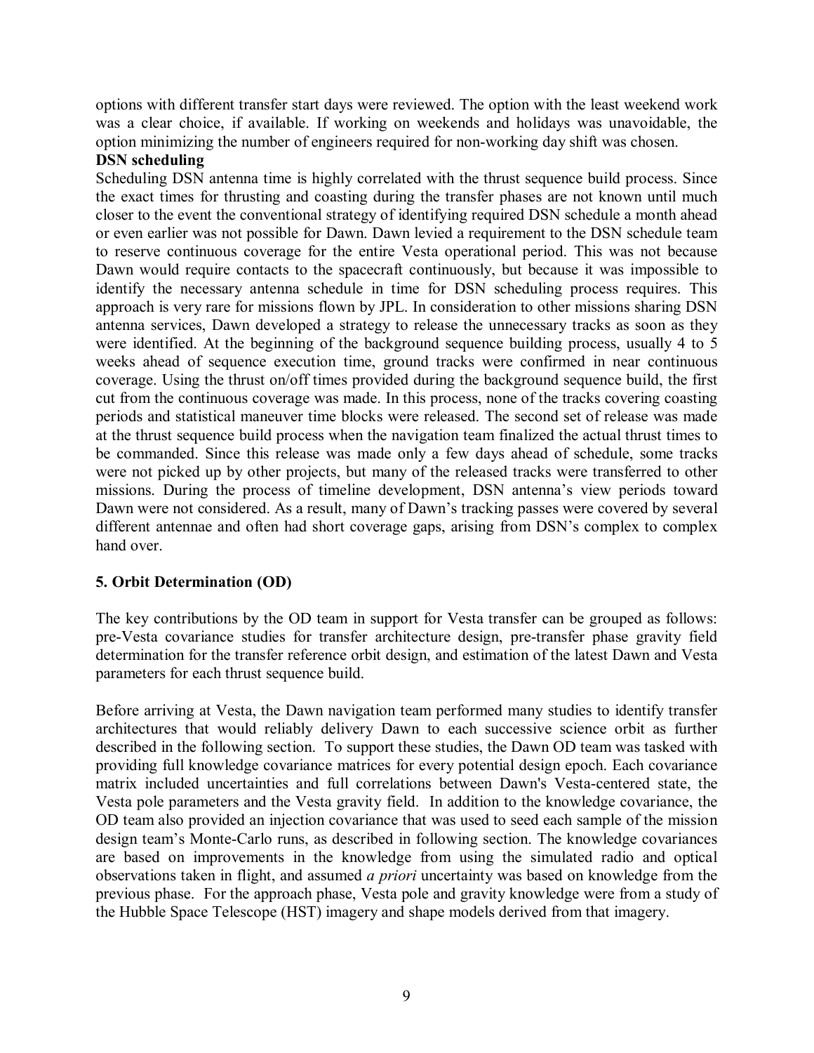options with different transfer start days were reviewed. The option with the least weekend work was a clear choice, if available. If working on weekends and holidays was unavoidable, the option minimizing the number of engineers required for non-working day shift was chosen.

**DSN scheduling**

Scheduling DSN antenna time is highly correlated with the thrust sequence build process. Since the exact times for thrusting and coasting during the transfer phases are not known until much closer to the event the conventional strategy of identifying required DSN schedule a month ahead or even earlier was not possible for Dawn. Dawn levied a requirement to the DSN schedule team to reserve continuous coverage for the entire Vesta operational period. This was not because Dawn would require contacts to the spacecraft continuously, but because it was impossible to identify the necessary antenna schedule in time for DSN scheduling process requires. This approach is very rare for missions flown by JPL. In consideration to other missions sharing DSN antenna services, Dawn developed a strategy to release the unnecessary tracks as soon as they were identified. At the beginning of the background sequence building process, usually 4 to 5 weeks ahead of sequence execution time, ground tracks were confirmed in near continuous coverage. Using the thrust on/off times provided during the background sequence build, the first cut from the continuous coverage was made. In this process, none of the tracks covering coasting periods and statistical maneuver time blocks were released. The second set of release was made at the thrust sequence build process when the navigation team finalized the actual thrust times to be commanded. Since this release was made only a few days ahead of schedule, some tracks were not picked up by other projects, but many of the released tracks were transferred to other missions. During the process of timeline development, DSN antenna's view periods toward Dawn were not considered. As a result, many of Dawn's tracking passes were covered by several different antennae and often had short coverage gaps, arising from DSN's complex to complex hand over.

## 5. Orbit Determination (OD)

The key contributions by the OD team in support for Vesta transfer can be grouped as follows: pre-Vesta covariance studies for transfer architecture design, pre-transfer phase gravity field determination for the transfer reference orbit design, and estimation of the latest Dawn and Vesta parameters for each thrust sequence build.

Before arriving at Vesta, the Dawn navigation team performed many studies to identify transfer architectures that would reliably delivery Dawn to each successive science orbit as further described in the following section. To support these studies, the Dawn OD team was tasked with providing full knowledge covariance matrices for every potential design epoch. Each covariance matrix included uncertainties and full correlations between Dawn's Vesta-centered state, the Vesta pole parameters and the Vesta gravity field. In addition to the knowledge covariance, the OD team also provided an injection covariance that was used to seed each sample of the mission design team's Monte-Carlo runs, as described in following section. The knowledge covariances are based on improvements in the knowledge from using the simulated radio and optical observations taken in flight, and assumed *a priori* uncertainty was based on knowledge from the previous phase. For the approach phase, Vesta pole and gravity knowledge were from a study of the Hubble Space Telescope (HST) imagery and shape models derived from that imagery.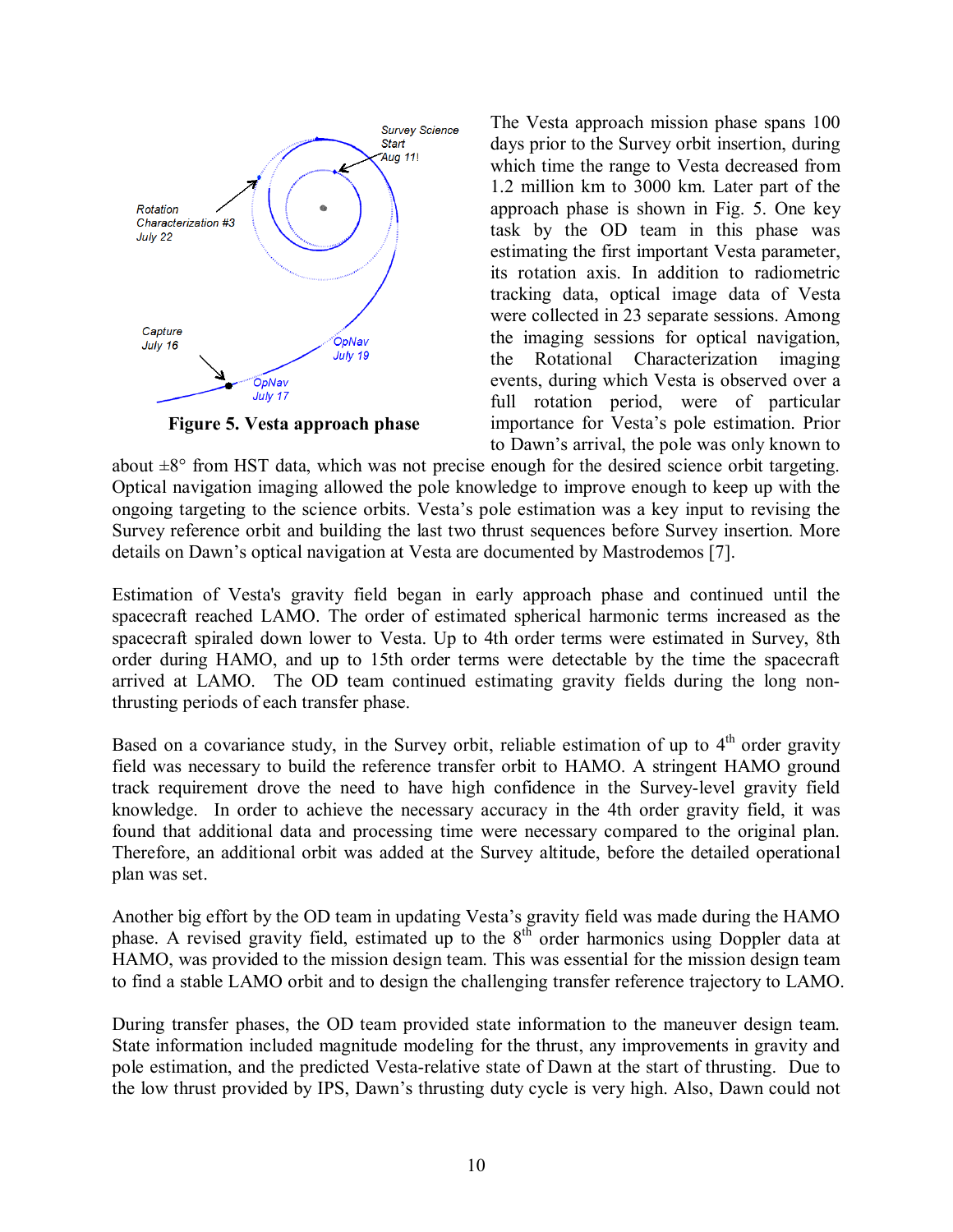Survey Science Start Aug 11!

Rotation Characterization #3 July 22

Capture July 16

OpNav July 19

OpNav July 17

**Figure 5. Vesta approach phase**

The Vesta approach mission phase spans 100 days prior to the Survey orbit insertion, during which time the range to Vesta decreased from 1.2 million km to 3000 km. Later part of the approach phase is shown in Fig. 5. One key task by the OD team in this phase was estimating the first important Vesta parameter, its rotation axis. In addition to radiometric tracking data, optical image data of Vesta were collected in 23 separate sessions. Among the imaging sessions for optical navigation, the Rotational Characterization imaging events, during which Vesta is observed over a full rotation period, were of particular importance for Vesta's pole estimation. Prior to Dawn's arrival, the pole was only known to about ±8° from HST data, which was not precise enough for the desired science orbit targeting. Optical navigation imaging allowed the pole knowledge to improve enough to keep up with the ongoing targeting to the science orbits. Vesta's pole estimation was a key input to revising the Survey reference orbit and building the last two thrust sequences before Survey insertion. More details on Dawn's optical navigation at Vesta are documented by Mastrodemos [7].

Estimation of Vesta's gravity field began in early approach phase and continued until the spacecraft reached LAMO. The order of estimated spherical harmonic terms increased as the spacecraft spiraled down lower to Vesta. Up to 4th order terms were estimated in Survey, 8th order during HAMO, and up to 15th order terms were detectable by the time the spacecraft arrived at LAMO. The OD team continued estimating gravity fields during the long non-thrusting periods of each transfer phase.

Based on a covariance study, in the Survey orbit, reliable estimation of up to 4$^{th}$ order gravity field was necessary to build the reference transfer orbit to HAMO. A stringent HAMO ground track requirement drove the need to have high confidence in the Survey-level gravity field knowledge. In order to achieve the necessary accuracy in the 4th order gravity field, it was found that additional data and processing time were necessary compared to the original plan. Therefore, an additional orbit was added at the Survey altitude, before the detailed operational plan was set.

Another big effort by the OD team in updating Vesta's gravity field was made during the HAMO phase. A revised gravity field, estimated up to the 8$^{th}$ order harmonics using Doppler data at HAMO, was provided to the mission design team. This was essential for the mission design team to find a stable LAMO orbit and to design the challenging transfer reference trajectory to LAMO.

During transfer phases, the OD team provided state information to the maneuver design team. State information included magnitude modeling for the thrust, any improvements in gravity and pole estimation, and the predicted Vesta-relative state of Dawn at the start of thrusting. Due to the low thrust provided by IPS, Dawn's thrusting duty cycle is very high. Also, Dawn could not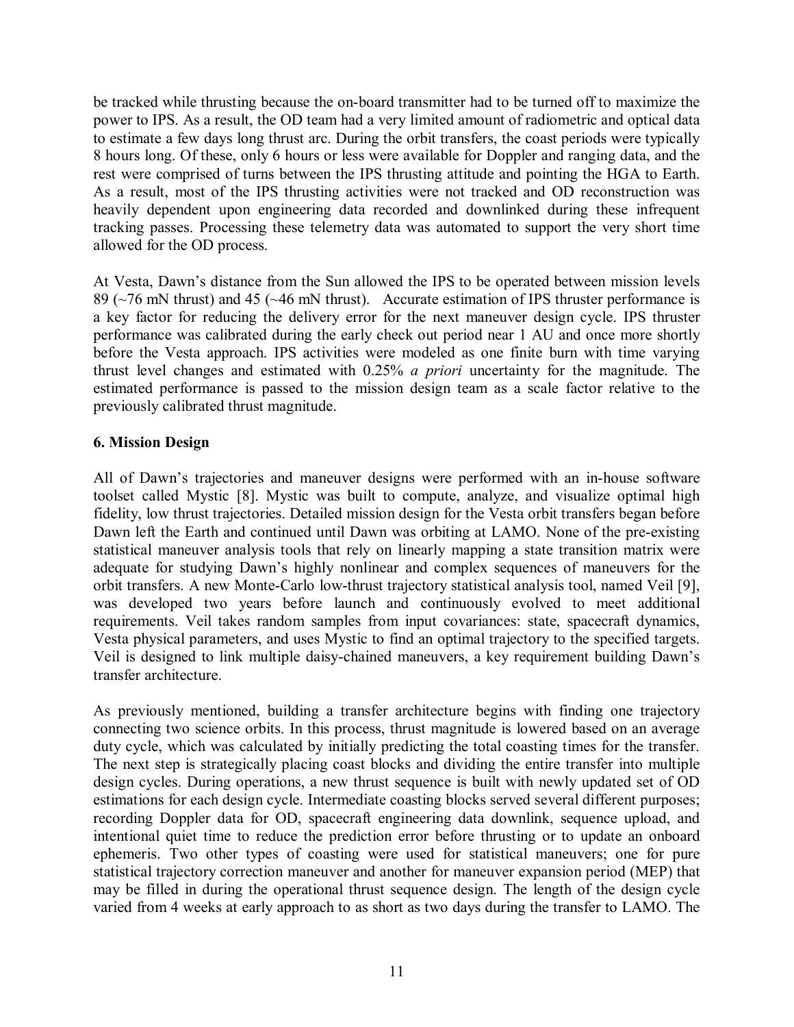be tracked while thrusting because the on-board transmitter had to be turned off to maximize the power to IPS. As a result, the OD team had a very limited amount of radiometric and optical data to estimate a few days long thrust arc. During the orbit transfers, the coast periods were typically 8 hours long. Of these, only 6 hours or less were available for Doppler and ranging data, and the rest were comprised of turns between the IPS thrusting attitude and pointing the HGA to Earth. As a result, most of the IPS thrusting activities were not tracked and OD reconstruction was heavily dependent upon engineering data recorded and downlinked during these infrequent tracking passes. Processing these telemetry data was automated to support the very short time allowed for the OD process.

At Vesta, Dawn's distance from the Sun allowed the IPS to be operated between mission levels 89 (~76 mN thrust) and 45 (~46 mN thrust). Accurate estimation of IPS thruster performance is a key factor for reducing the delivery error for the next maneuver design cycle. IPS thruster performance was calibrated during the early check out period near 1 AU and once more shortly before the Vesta approach. IPS activities were modeled as one finite burn with time varying thrust level changes and estimated with 0.25% *a priori* uncertainty for the magnitude. The estimated performance is passed to the mission design team as a scale factor relative to the previously calibrated thrust magnitude.

**6. Mission Design**

All of Dawn's trajectories and maneuver designs were performed with an in-house software toolset called Mystic [8]. Mystic was built to compute, analyze, and visualize optimal high fidelity, low thrust trajectories. Detailed mission design for the Vesta orbit transfers began before Dawn left the Earth and continued until Dawn was orbiting at LAMO. None of the pre-existing statistical maneuver analysis tools that rely on linearly mapping a state transition matrix were adequate for studying Dawn's highly nonlinear and complex sequences of maneuvers for the orbit transfers. A new Monte-Carlo low-thrust trajectory statistical analysis tool, named Veil [9], was developed two years before launch and continuously evolved to meet additional requirements. Veil takes random samples from input covariances: state, spacecraft dynamics, Vesta physical parameters, and uses Mystic to find an optimal trajectory to the specified targets. Veil is designed to link multiple daisy-chained maneuvers, a key requirement building Dawn's transfer architecture.

As previously mentioned, building a transfer architecture begins with finding one trajectory connecting two science orbits. In this process, thrust magnitude is lowered based on an average duty cycle, which was calculated by initially predicting the total coasting times for the transfer. The next step is strategically placing coast blocks and dividing the entire transfer into multiple design cycles. During operations, a new thrust sequence is built with newly updated set of OD estimations for each design cycle. Intermediate coasting blocks served several different purposes; recording Doppler data for OD, spacecraft engineering data downlink, sequence upload, and intentional quiet time to reduce the prediction error before thrusting or to update an onboard ephemeris. Two other types of coasting were used for statistical maneuvers; one for pure statistical trajectory correction maneuver and another for maneuver expansion period (MEP) that may be filled in during the operational thrust sequence design. The length of the design cycle varied from 4 weeks at early approach to as short as two days during the transfer to LAMO. The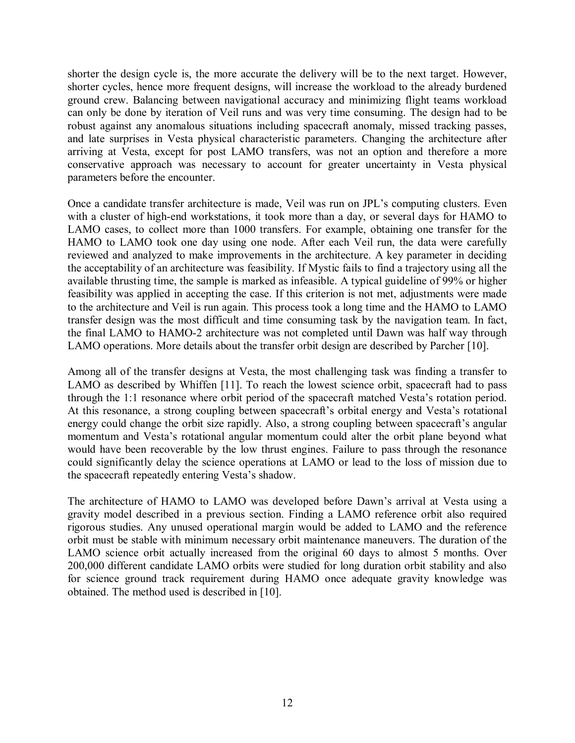shorter the design cycle is, the more accurate the delivery will be to the next target. However, shorter cycles, hence more frequent designs, will increase the workload to the already burdened ground crew. Balancing between navigational accuracy and minimizing flight teams workload can only be done by iteration of Veil runs and was very time consuming. The design had to be robust against any anomalous situations including spacecraft anomaly, missed tracking passes, and late surprises in Vesta physical characteristic parameters. Changing the architecture after arriving at Vesta, except for post LAMO transfers, was not an option and therefore a more conservative approach was necessary to account for greater uncertainty in Vesta physical parameters before the encounter.

Once a candidate transfer architecture is made, Veil was run on JPL's computing clusters. Even with a cluster of high-end workstations, it took more than a day, or several days for HAMO to LAMO cases, to collect more than 1000 transfers. For example, obtaining one transfer for the HAMO to LAMO took one day using one node. After each Veil run, the data were carefully reviewed and analyzed to make improvements in the architecture. A key parameter in deciding the acceptability of an architecture was feasibility. If Mystic fails to find a trajectory using all the available thrusting time, the sample is marked as infeasible. A typical guideline of 99% or higher feasibility was applied in accepting the case. If this criterion is not met, adjustments were made to the architecture and Veil is run again. This process took a long time and the HAMO to LAMO transfer design was the most difficult and time consuming task by the navigation team. In fact, the final LAMO to HAMO-2 architecture was not completed until Dawn was half way through LAMO operations. More details about the transfer orbit design are described by Parcher [10].

Among all of the transfer designs at Vesta, the most challenging task was finding a transfer to LAMO as described by Whiffen [11]. To reach the lowest science orbit, spacecraft had to pass through the 1:1 resonance where orbit period of the spacecraft matched Vesta's rotation period. At this resonance, a strong coupling between spacecraft's orbital energy and Vesta's rotational energy could change the orbit size rapidly. Also, a strong coupling between spacecraft's angular momentum and Vesta's rotational angular momentum could alter the orbit plane beyond what would have been recoverable by the low thrust engines. Failure to pass through the resonance could significantly delay the science operations at LAMO or lead to the loss of mission due to the spacecraft repeatedly entering Vesta's shadow.

The architecture of HAMO to LAMO was developed before Dawn's arrival at Vesta using a gravity model described in a previous section. Finding a LAMO reference orbit also required rigorous studies. Any unused operational margin would be added to LAMO and the reference orbit must be stable with minimum necessary orbit maintenance maneuvers. The duration of the LAMO science orbit actually increased from the original 60 days to almost 5 months. Over 200,000 different candidate LAMO orbits were studied for long duration orbit stability and also for science ground track requirement during HAMO once adequate gravity knowledge was obtained. The method used is described in [10].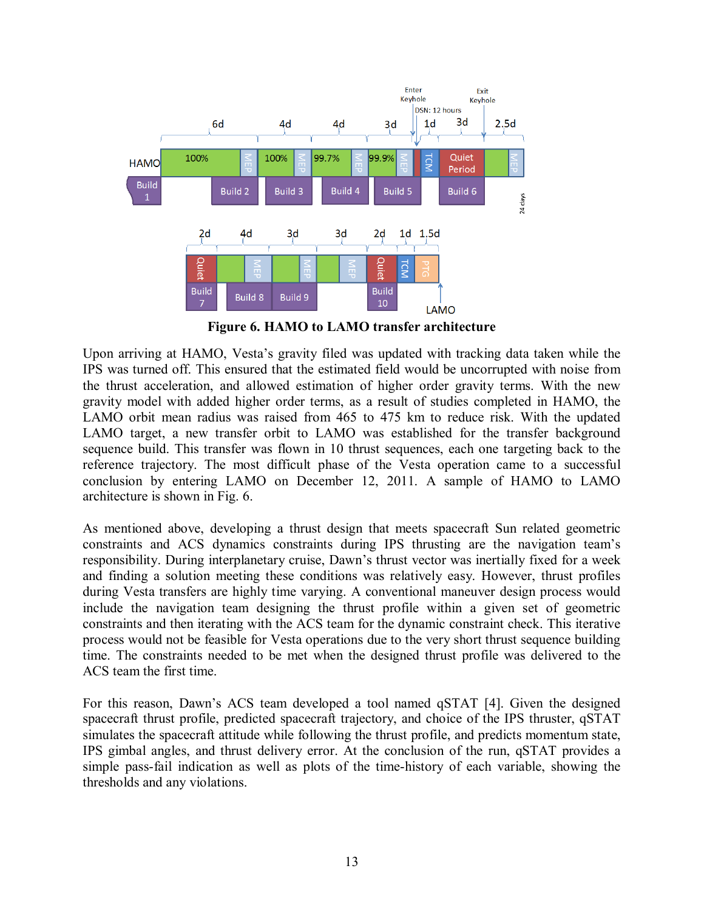Enter Keyhole

Exit Keyhole

DSN: 12 hours

6d 4d 4d 3d 1d 3d 2.5d

HAMO 100% MEP 100% MEP 99.7% MEP 99.9% MEP TCM Quiet Period MEP

Build 1 Build 2 Build 3 Build 4 Build 5 Build 6

24 days

2d 4d 3d 3d 2d 1d 1.5d

Quiet MEP MEP MEP Quiet TCM PTG

Build 7 Build 8 Build 9 Build 10

LAMO

**Figure 6. HAMO to LAMO transfer architecture**

Upon arriving at HAMO, Vesta's gravity filed was updated with tracking data taken while the IPS was turned off. This ensured that the estimated field would be uncorrupted with noise from the thrust acceleration, and allowed estimation of higher order gravity terms. With the new gravity model with added higher order terms, as a result of studies completed in HAMO, the LAMO orbit mean radius was raised from 465 to 475 km to reduce risk. With the updated LAMO target, a new transfer orbit to LAMO was established for the transfer background sequence build. This transfer was flown in 10 thrust sequences, each one targeting back to the reference trajectory. The most difficult phase of the Vesta operation came to a successful conclusion by entering LAMO on December 12, 2011. A sample of HAMO to LAMO architecture is shown in Fig. 6.

As mentioned above, developing a thrust design that meets spacecraft Sun related geometric constraints and ACS dynamics constraints during IPS thrusting are the navigation team's responsibility. During interplanetary cruise, Dawn's thrust vector was inertially fixed for a week and finding a solution meeting these conditions was relatively easy. However, thrust profiles during Vesta transfers are highly time varying. A conventional maneuver design process would include the navigation team designing the thrust profile within a given set of geometric constraints and then iterating with the ACS team for the dynamic constraint check. This iterative process would not be feasible for Vesta operations due to the very short thrust sequence building time. The constraints needed to be met when the designed thrust profile was delivered to the ACS team the first time.

For this reason, Dawn's ACS team developed a tool named qSTAT [4]. Given the designed spacecraft thrust profile, predicted spacecraft trajectory, and choice of the IPS thruster, qSTAT simulates the spacecraft attitude while following the thrust profile, and predicts momentum state, IPS gimbal angles, and thrust delivery error. At the conclusion of the run, qSTAT provides a simple pass-fail indication as well as plots of the time-history of each variable, showing the thresholds and any violations.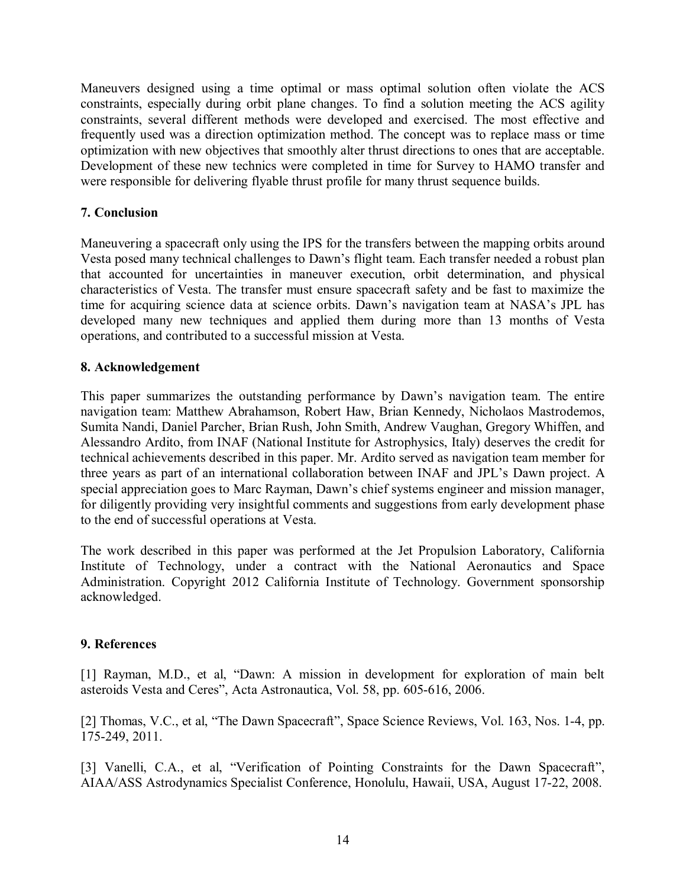Maneuvers designed using a time optimal or mass optimal solution often violate the ACS constraints, especially during orbit plane changes. To find a solution meeting the ACS agility constraints, several different methods were developed and exercised. The most effective and frequently used was a direction optimization method. The concept was to replace mass or time optimization with new objectives that smoothly alter thrust directions to ones that are acceptable. Development of these new technics were completed in time for Survey to HAMO transfer and were responsible for delivering flyable thrust profile for many thrust sequence builds.

## 7. Conclusion

Maneuvering a spacecraft only using the IPS for the transfers between the mapping orbits around Vesta posed many technical challenges to Dawn's flight team. Each transfer needed a robust plan that accounted for uncertainties in maneuver execution, orbit determination, and physical characteristics of Vesta. The transfer must ensure spacecraft safety and be fast to maximize the time for acquiring science data at science orbits. Dawn's navigation team at NASA's JPL has developed many new techniques and applied them during more than 13 months of Vesta operations, and contributed to a successful mission at Vesta.

## 8. Acknowledgement

This paper summarizes the outstanding performance by Dawn's navigation team. The entire navigation team: Matthew Abrahamson, Robert Haw, Brian Kennedy, Nicholaos Mastrodemos, Sumita Nandi, Daniel Parcher, Brian Rush, John Smith, Andrew Vaughan, Gregory Whiffen, and Alessandro Ardito, from INAF (National Institute for Astrophysics, Italy) deserves the credit for technical achievements described in this paper. Mr. Ardito served as navigation team member for three years as part of an international collaboration between INAF and JPL's Dawn project. A special appreciation goes to Marc Rayman, Dawn's chief systems engineer and mission manager, for diligently providing very insightful comments and suggestions from early development phase to the end of successful operations at Vesta.

The work described in this paper was performed at the Jet Propulsion Laboratory, California Institute of Technology, under a contract with the National Aeronautics and Space Administration. Copyright 2012 California Institute of Technology. Government sponsorship acknowledged.

## 9. References

[1] Rayman, M.D., et al, "Dawn: A mission in development for exploration of main belt asteroids Vesta and Ceres", Acta Astronautica, Vol. 58, pp. 605-616, 2006.

[2] Thomas, V.C., et al, "The Dawn Spacecraft", Space Science Reviews, Vol. 163, Nos. 1-4, pp. 175-249, 2011.

[3] Vanelli, C.A., et al, "Verification of Pointing Constraints for the Dawn Spacecraft", AIAA/ASS Astrodynamics Specialist Conference, Honolulu, Hawaii, USA, August 17-22, 2008.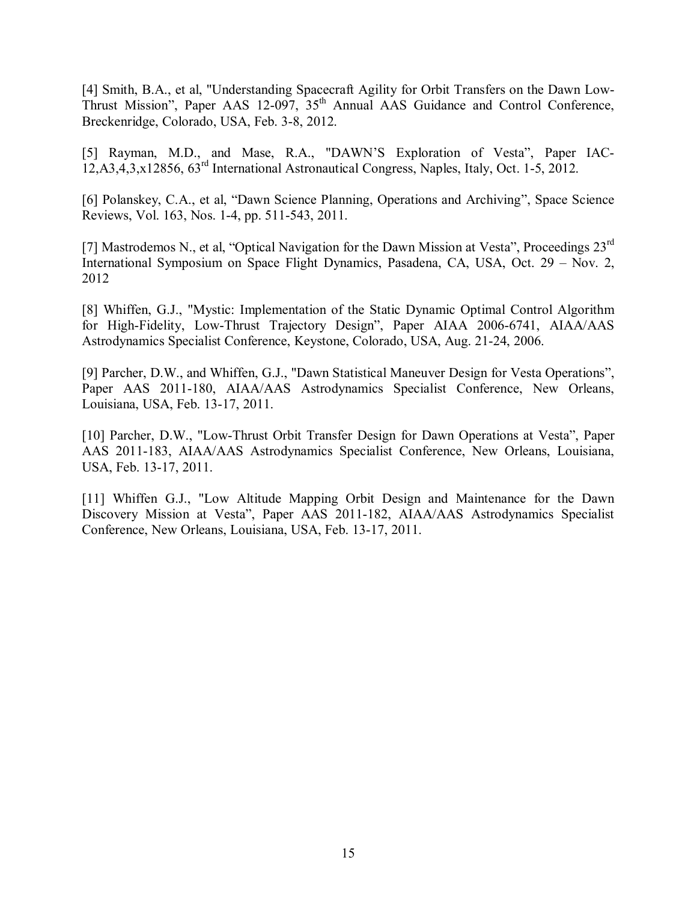[4] Smith, B.A., et al, "Understanding Spacecraft Agility for Orbit Transfers on the Dawn Low-Thrust Mission", Paper AAS 12-097, 35th Annual AAS Guidance and Control Conference, Breckenridge, Colorado, USA, Feb. 3-8, 2012.

[5] Rayman, M.D., and Mase, R.A., "DAWN'S Exploration of Vesta", Paper IAC-12,A3,4,3,x12856, 63rd International Astronautical Congress, Naples, Italy, Oct. 1-5, 2012.

[6] Polanskey, C.A., et al, "Dawn Science Planning, Operations and Archiving", Space Science Reviews, Vol. 163, Nos. 1-4, pp. 511-543, 2011.

[7] Mastrodemos N., et al, "Optical Navigation for the Dawn Mission at Vesta", Proceedings 23rd International Symposium on Space Flight Dynamics, Pasadena, CA, USA, Oct. 29 – Nov. 2, 2012

[8] Whiffen, G.J., "Mystic: Implementation of the Static Dynamic Optimal Control Algorithm for High-Fidelity, Low-Thrust Trajectory Design", Paper AIAA 2006-6741, AIAA/AAS Astrodynamics Specialist Conference, Keystone, Colorado, USA, Aug. 21-24, 2006.

[9] Parcher, D.W., and Whiffen, G.J., "Dawn Statistical Maneuver Design for Vesta Operations", Paper AAS 2011-180, AIAA/AAS Astrodynamics Specialist Conference, New Orleans, Louisiana, USA, Feb. 13-17, 2011.

[10] Parcher, D.W., "Low-Thrust Orbit Transfer Design for Dawn Operations at Vesta", Paper AAS 2011-183, AIAA/AAS Astrodynamics Specialist Conference, New Orleans, Louisiana, USA, Feb. 13-17, 2011.

[11] Whiffen G.J., "Low Altitude Mapping Orbit Design and Maintenance for the Dawn Discovery Mission at Vesta", Paper AAS 2011-182, AIAA/AAS Astrodynamics Specialist Conference, New Orleans, Louisiana, USA, Feb. 13-17, 2011.